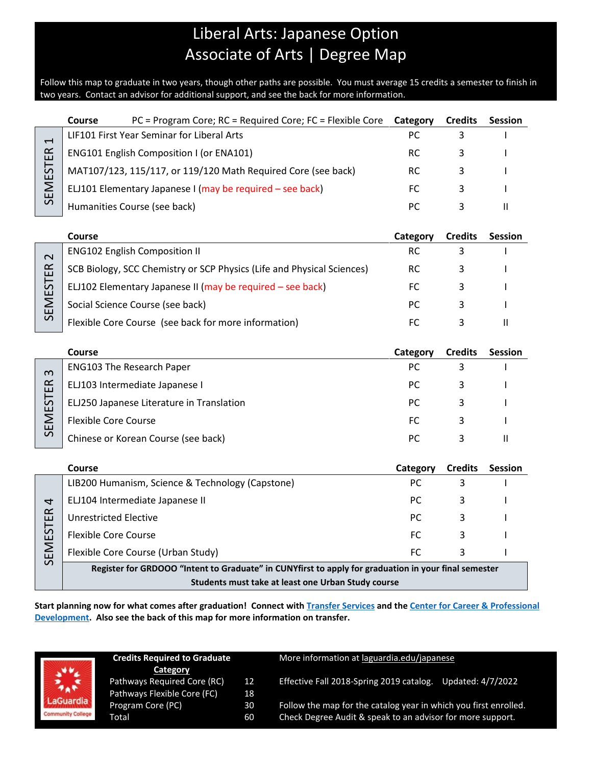# Liberal Arts: Japanese Option
# Associate of Arts | Degree Map

Follow this map to graduate in two years, though other paths are possible. You must average 15 credits a semester to finish in two years. Contact an advisor for additional support, and see the back for more information.

## SEMESTER 1

| Course (PC = Program Core; RC = Required Core; FC = Flexible Core) | Category | Credits | Session |
|---|---|---|---|
| LIF101 First Year Seminar for Liberal Arts | PC | 3 | I |
| ENG101 English Composition I (or ENA101) | RC | 3 | I |
| MAT107/123, 115/117, or 119/120 Math Required Core (see back) | RC | 3 | I |
| ELJ101 Elementary Japanese I (may be required – see back) | FC | 3 | I |
| Humanities Course (see back) | PC | 3 | II |

## SEMESTER 2

| Course | Category | Credits | Session |
|---|---|---|---|
| ENG102 English Composition II | RC | 3 | I |
| SCB Biology, SCC Chemistry or SCP Physics (Life and Physical Sciences) | RC | 3 | I |
| ELJ102 Elementary Japanese II (may be required – see back) | FC | 3 | I |
| Social Science Course (see back) | PC | 3 | I |
| Flexible Core Course (see back for more information) | FC | 3 | II |

## SEMESTER 3

| Course | Category | Credits | Session |
|---|---|---|---|
| ENG103 The Research Paper | PC | 3 | I |
| ELJ103 Intermediate Japanese I | PC | 3 | I |
| ELJ250 Japanese Literature in Translation | PC | 3 | I |
| Flexible Core Course | FC | 3 | I |
| Chinese or Korean Course (see back) | PC | 3 | II |

## SEMESTER 4

| Course | Category | Credits | Session |
|---|---|---|---|
| LIB200 Humanism, Science & Technology (Capstone) | PC | 3 | I |
| ELJ104 Intermediate Japanese II | PC | 3 | I |
| Unrestricted Elective | PC | 3 | I |
| Flexible Core Course | FC | 3 | I |
| Flexible Core Course (Urban Study) | FC | 3 | I |

**Register for GRDOOO "Intent to Graduate" in CUNYfirst to apply for graduation in your final semester**

**Students must take at least one Urban Study course**

**Start planning now for what comes after graduation! Connect with Transfer Services and the Center for Career & Professional Development. Also see the back of this map for more information on transfer.**

| Credits Required to Graduate Category | |
|---|---|
| Pathways Required Core (RC) | 12 |
| Pathways Flexible Core (FC) | 18 |
| Program Core (PC) | 30 |
| Total | 60 |

More information at laguardia.edu/japanese

Effective Fall 2018-Spring 2019 catalog. Updated: 4/7/2022

Follow the map for the catalog year in which you first enrolled. Check Degree Audit & speak to an advisor for more support.

LaGuardia Community College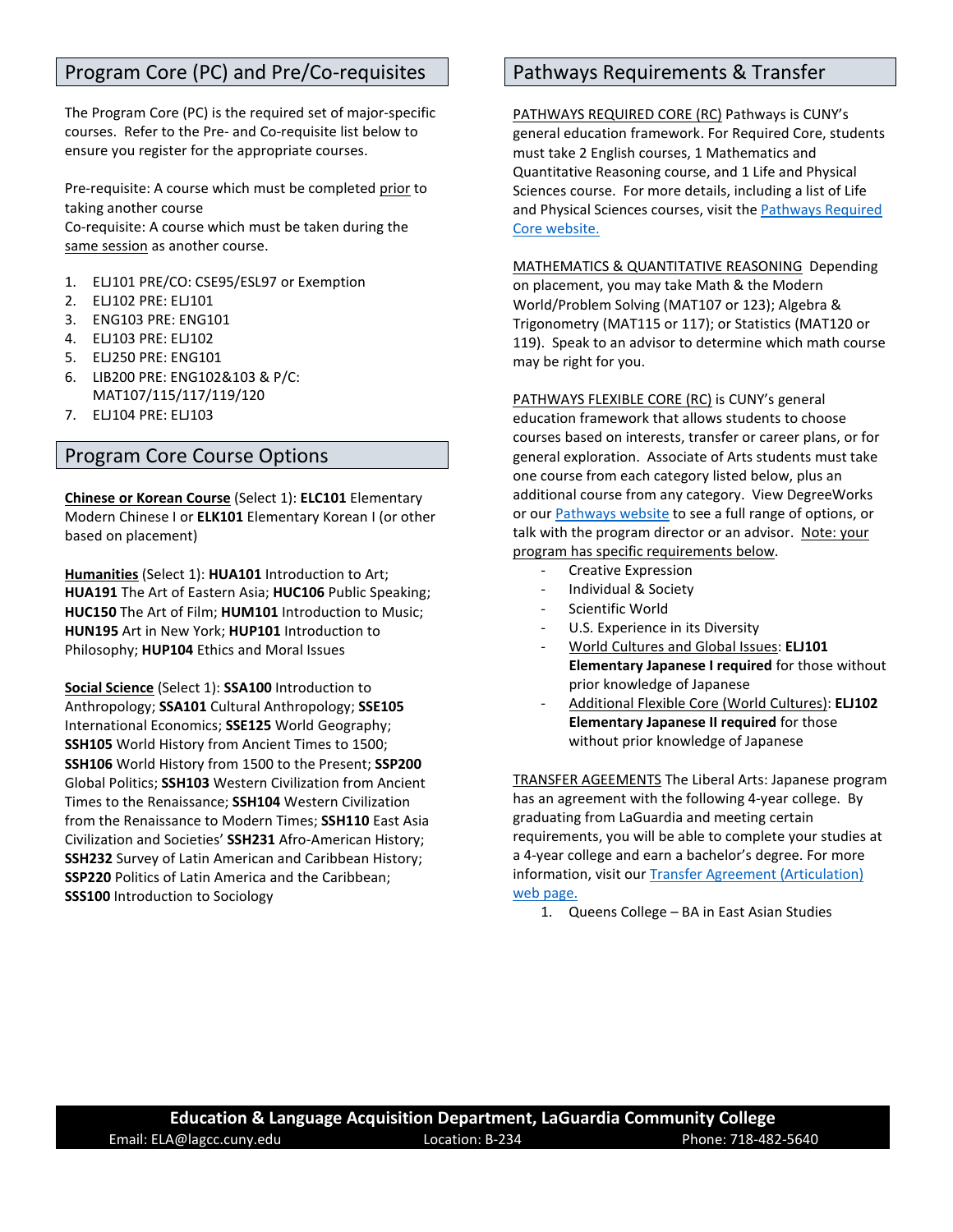## Program Core (PC) and Pre/Co-requisites

The Program Core (PC) is the required set of major-specific courses. Refer to the Pre- and Co-requisite list below to ensure you register for the appropriate courses.

Pre-requisite: A course which must be completed prior to taking another course
Co-requisite: A course which must be taken during the same session as another course.

1. ELJ101 PRE/CO: CSE95/ESL97 or Exemption
2. ELJ102 PRE: ELJ101
3. ENG103 PRE: ENG101
4. ELJ103 PRE: ELJ102
5. ELJ250 PRE: ENG101
6. LIB200 PRE: ENG102&103 & P/C: MAT107/115/117/119/120
7. ELJ104 PRE: ELJ103

## Program Core Course Options

**Chinese or Korean Course** (Select 1): **ELC101** Elementary Modern Chinese I or **ELK101** Elementary Korean I (or other based on placement)

**Humanities** (Select 1): **HUA101** Introduction to Art; **HUA191** The Art of Eastern Asia; **HUC106** Public Speaking; **HUC150** The Art of Film; **HUM101** Introduction to Music; **HUN195** Art in New York; **HUP101** Introduction to Philosophy; **HUP104** Ethics and Moral Issues

**Social Science** (Select 1): **SSA100** Introduction to Anthropology; **SSA101** Cultural Anthropology; **SSE105** International Economics; **SSE125** World Geography; **SSH105** World History from Ancient Times to 1500; **SSH106** World History from 1500 to the Present; **SSP200** Global Politics; **SSH103** Western Civilization from Ancient Times to the Renaissance; **SSH104** Western Civilization from the Renaissance to Modern Times; **SSH110** East Asia Civilization and Societies' **SSH231** Afro-American History; **SSH232** Survey of Latin American and Caribbean History; **SSP220** Politics of Latin America and the Caribbean; **SSS100** Introduction to Sociology

## Pathways Requirements & Transfer

PATHWAYS REQUIRED CORE (RC) Pathways is CUNY's general education framework. For Required Core, students must take 2 English courses, 1 Mathematics and Quantitative Reasoning course, and 1 Life and Physical Sciences course. For more details, including a list of Life and Physical Sciences courses, visit the Pathways Required Core website.

MATHEMATICS & QUANTITATIVE REASONING Depending on placement, you may take Math & the Modern World/Problem Solving (MAT107 or 123); Algebra & Trigonometry (MAT115 or 117); or Statistics (MAT120 or 119). Speak to an advisor to determine which math course may be right for you.

PATHWAYS FLEXIBLE CORE (RC) is CUNY's general education framework that allows students to choose courses based on interests, transfer or career plans, or for general exploration. Associate of Arts students must take one course from each category listed below, plus an additional course from any category. View DegreeWorks or our Pathways website to see a full range of options, or talk with the program director or an advisor. Note: your program has specific requirements below.

- Creative Expression
- Individual & Society
- Scientific World
- U.S. Experience in its Diversity
- World Cultures and Global Issues: **ELJ101 Elementary Japanese I required** for those without prior knowledge of Japanese
- Additional Flexible Core (World Cultures): **ELJ102 Elementary Japanese II required** for those without prior knowledge of Japanese

TRANSFER AGEEMENTS The Liberal Arts: Japanese program has an agreement with the following 4-year college. By graduating from LaGuardia and meeting certain requirements, you will be able to complete your studies at a 4-year college and earn a bachelor's degree. For more information, visit our Transfer Agreement (Articulation) web page.

1. Queens College – BA in East Asian Studies

**Education & Language Acquisition Department, LaGuardia Community College**
Email: ELA@lagcc.cuny.edu Location: B-234 Phone: 718-482-5640